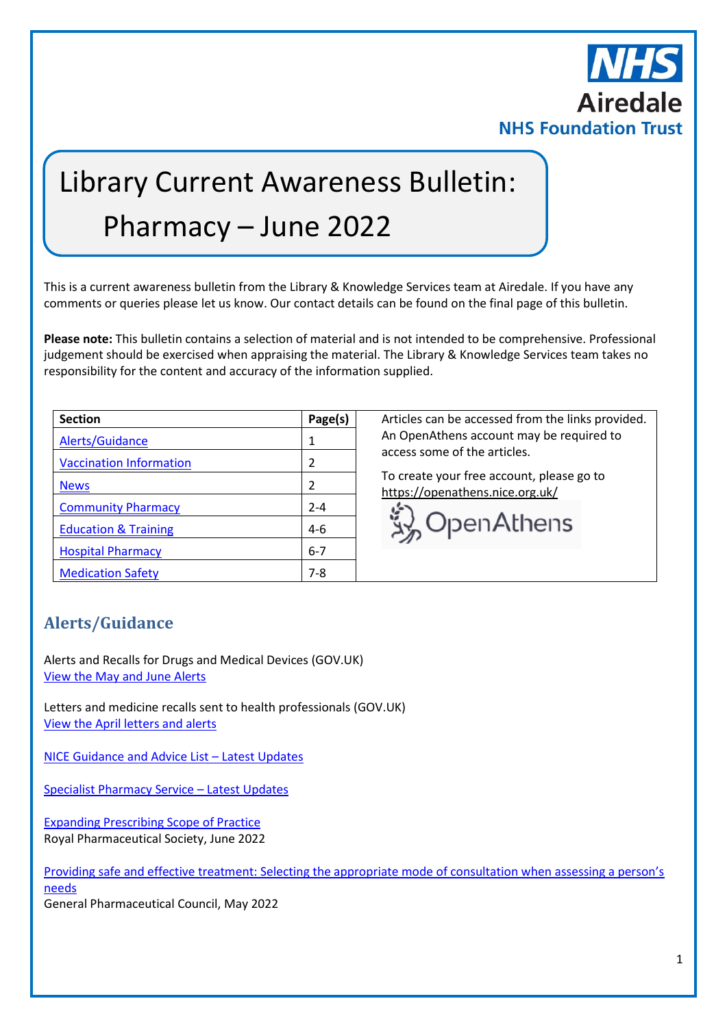# Library Current Awareness Bulletin: Pharmacy – June 2022

This is a current awareness bulletin from the Library & Knowledge Services team at Airedale. If you have any comments or queries please let us know. Our contact details can be found on the final page of this bulletin.

**Please note:** This bulletin contains a selection of material and is not intended to be comprehensive. Professional judgement should be exercised when appraising the material. The Library & Knowledge Services team takes no responsibility for the content and accuracy of the information supplied.

| Section | Page(s) |
|---|---|
| Alerts/Guidance | 1 |
| Vaccination Information | 2 |
| News | 2 |
| Community Pharmacy | 2-4 |
| Education & Training | 4-6 |
| Hospital Pharmacy | 6-7 |
| Medication Safety | 7-8 |

Articles can be accessed from the links provided. An OpenAthens account may be required to access some of the articles.

To create your free account, please go to https://openathens.nice.org.uk/

## Alerts/Guidance

Alerts and Recalls for Drugs and Medical Devices (GOV.UK)
View the May and June Alerts

Letters and medicine recalls sent to health professionals (GOV.UK)
View the April letters and alerts

NICE Guidance and Advice List – Latest Updates

Specialist Pharmacy Service – Latest Updates

Expanding Prescribing Scope of Practice
Royal Pharmaceutical Society, June 2022

Providing safe and effective treatment: Selecting the appropriate mode of consultation when assessing a person's needs
General Pharmaceutical Council, May 2022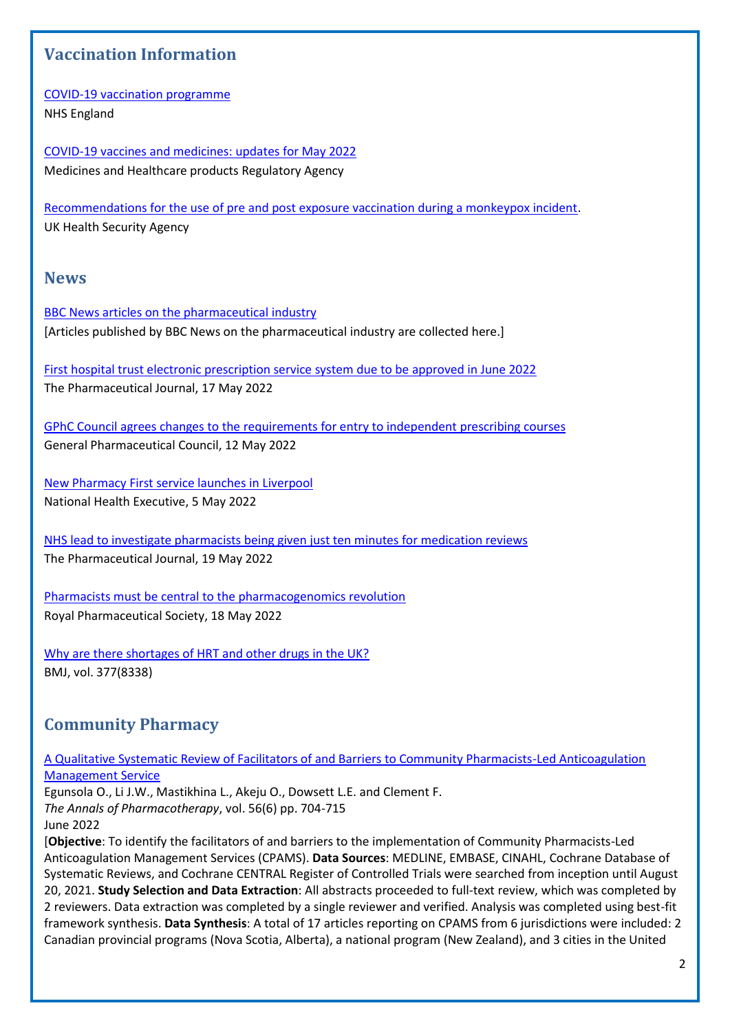## Vaccination Information

COVID-19 vaccination programme
NHS England

COVID-19 vaccines and medicines: updates for May 2022
Medicines and Healthcare products Regulatory Agency

Recommendations for the use of pre and post exposure vaccination during a monkeypox incident.
UK Health Security Agency

## News

BBC News articles on the pharmaceutical industry
[Articles published by BBC News on the pharmaceutical industry are collected here.]

First hospital trust electronic prescription service system due to be approved in June 2022
The Pharmaceutical Journal, 17 May 2022

GPhC Council agrees changes to the requirements for entry to independent prescribing courses
General Pharmaceutical Council, 12 May 2022

New Pharmacy First service launches in Liverpool
National Health Executive, 5 May 2022

NHS lead to investigate pharmacists being given just ten minutes for medication reviews
The Pharmaceutical Journal, 19 May 2022

Pharmacists must be central to the pharmacogenomics revolution
Royal Pharmaceutical Society, 18 May 2022

Why are there shortages of HRT and other drugs in the UK?
BMJ, vol. 377(8338)

## Community Pharmacy

A Qualitative Systematic Review of Facilitators of and Barriers to Community Pharmacists-Led Anticoagulation Management Service
Egunsola O., Li J.W., Mastikhina L., Akeju O., Dowsett L.E. and Clement F.
*The Annals of Pharmacotherapy*, vol. 56(6) pp. 704-715
June 2022
[**Objective**: To identify the facilitators of and barriers to the implementation of Community Pharmacists-Led Anticoagulation Management Services (CPAMS). **Data Sources**: MEDLINE, EMBASE, CINAHL, Cochrane Database of Systematic Reviews, and Cochrane CENTRAL Register of Controlled Trials were searched from inception until August 20, 2021. **Study Selection and Data Extraction**: All abstracts proceeded to full-text review, which was completed by 2 reviewers. Data extraction was completed by a single reviewer and verified. Analysis was completed using best-fit framework synthesis. **Data Synthesis**: A total of 17 articles reporting on CPAMS from 6 jurisdictions were included: 2 Canadian provincial programs (Nova Scotia, Alberta), a national program (New Zealand), and 3 cities in the United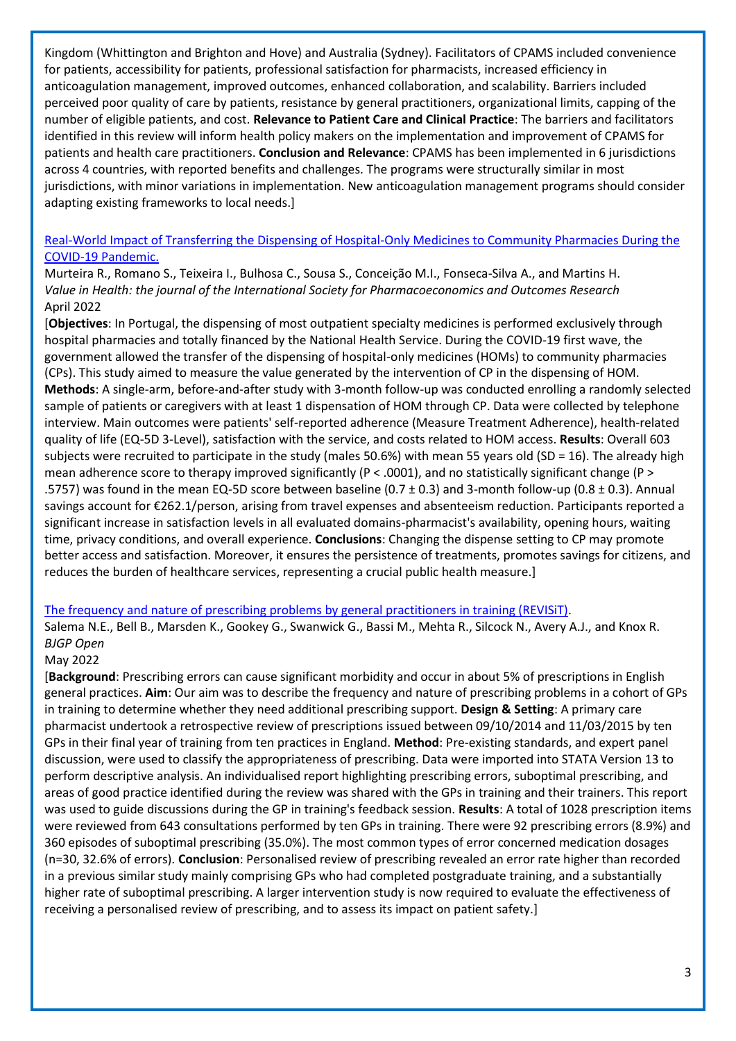Kingdom (Whittington and Brighton and Hove) and Australia (Sydney). Facilitators of CPAMS included convenience for patients, accessibility for patients, professional satisfaction for pharmacists, increased efficiency in anticoagulation management, improved outcomes, enhanced collaboration, and scalability. Barriers included perceived poor quality of care by patients, resistance by general practitioners, organizational limits, capping of the number of eligible patients, and cost. **Relevance to Patient Care and Clinical Practice**: The barriers and facilitators identified in this review will inform health policy makers on the implementation and improvement of CPAMS for patients and health care practitioners. **Conclusion and Relevance**: CPAMS has been implemented in 6 jurisdictions across 4 countries, with reported benefits and challenges. The programs were structurally similar in most jurisdictions, with minor variations in implementation. New anticoagulation management programs should consider adapting existing frameworks to local needs.]

[Real-World Impact of Transferring the Dispensing of Hospital-Only Medicines to Community Pharmacies During the COVID-19 Pandemic.]()

Murteira R., Romano S., Teixeira I., Bulhosa C., Sousa S., Conceição M.I., Fonseca-Silva A., and Martins H.
*Value in Health: the journal of the International Society for Pharmacoeconomics and Outcomes Research*
April 2022

[**Objectives**: In Portugal, the dispensing of most outpatient specialty medicines is performed exclusively through hospital pharmacies and totally financed by the National Health Service. During the COVID-19 first wave, the government allowed the transfer of the dispensing of hospital-only medicines (HOMs) to community pharmacies (CPs). This study aimed to measure the value generated by the intervention of CP in the dispensing of HOM. **Methods**: A single-arm, before-and-after study with 3-month follow-up was conducted enrolling a randomly selected sample of patients or caregivers with at least 1 dispensation of HOM through CP. Data were collected by telephone interview. Main outcomes were patients' self-reported adherence (Measure Treatment Adherence), health-related quality of life (EQ-5D 3-Level), satisfaction with the service, and costs related to HOM access. **Results**: Overall 603 subjects were recruited to participate in the study (males 50.6%) with mean 55 years old (SD = 16). The already high mean adherence score to therapy improved significantly ($P < .0001$), and no statistically significant change ($P > .5757$) was found in the mean EQ-5D score between baseline ($0.7 \pm 0.3$) and 3-month follow-up ($0.8 \pm 0.3$). Annual savings account for €262.1/person, arising from travel expenses and absenteeism reduction. Participants reported a significant increase in satisfaction levels in all evaluated domains-pharmacist's availability, opening hours, waiting time, privacy conditions, and overall experience. **Conclusions**: Changing the dispense setting to CP may promote better access and satisfaction. Moreover, it ensures the persistence of treatments, promotes savings for citizens, and reduces the burden of healthcare services, representing a crucial public health measure.]

[The frequency and nature of prescribing problems by general practitioners in training (REVISiT).]()

Salema N.E., Bell B., Marsden K., Gookey G., Swanwick G., Bassi M., Mehta R., Silcock N., Avery A.J., and Knox R.
*BJGP Open*
May 2022

[**Background**: Prescribing errors can cause significant morbidity and occur in about 5% of prescriptions in English general practices. **Aim**: Our aim was to describe the frequency and nature of prescribing problems in a cohort of GPs in training to determine whether they need additional prescribing support. **Design & Setting**: A primary care pharmacist undertook a retrospective review of prescriptions issued between 09/10/2014 and 11/03/2015 by ten GPs in their final year of training from ten practices in England. **Method**: Pre-existing standards, and expert panel discussion, were used to classify the appropriateness of prescribing. Data were imported into STATA Version 13 to perform descriptive analysis. An individualised report highlighting prescribing errors, suboptimal prescribing, and areas of good practice identified during the review was shared with the GPs in training and their trainers. This report was used to guide discussions during the GP in training's feedback session. **Results**: A total of 1028 prescription items were reviewed from 643 consultations performed by ten GPs in training. There were 92 prescribing errors (8.9%) and 360 episodes of suboptimal prescribing (35.0%). The most common types of error concerned medication dosages (n=30, 32.6% of errors). **Conclusion**: Personalised review of prescribing revealed an error rate higher than recorded in a previous similar study mainly comprising GPs who had completed postgraduate training, and a substantially higher rate of suboptimal prescribing. A larger intervention study is now required to evaluate the effectiveness of receiving a personalised review of prescribing, and to assess its impact on patient safety.]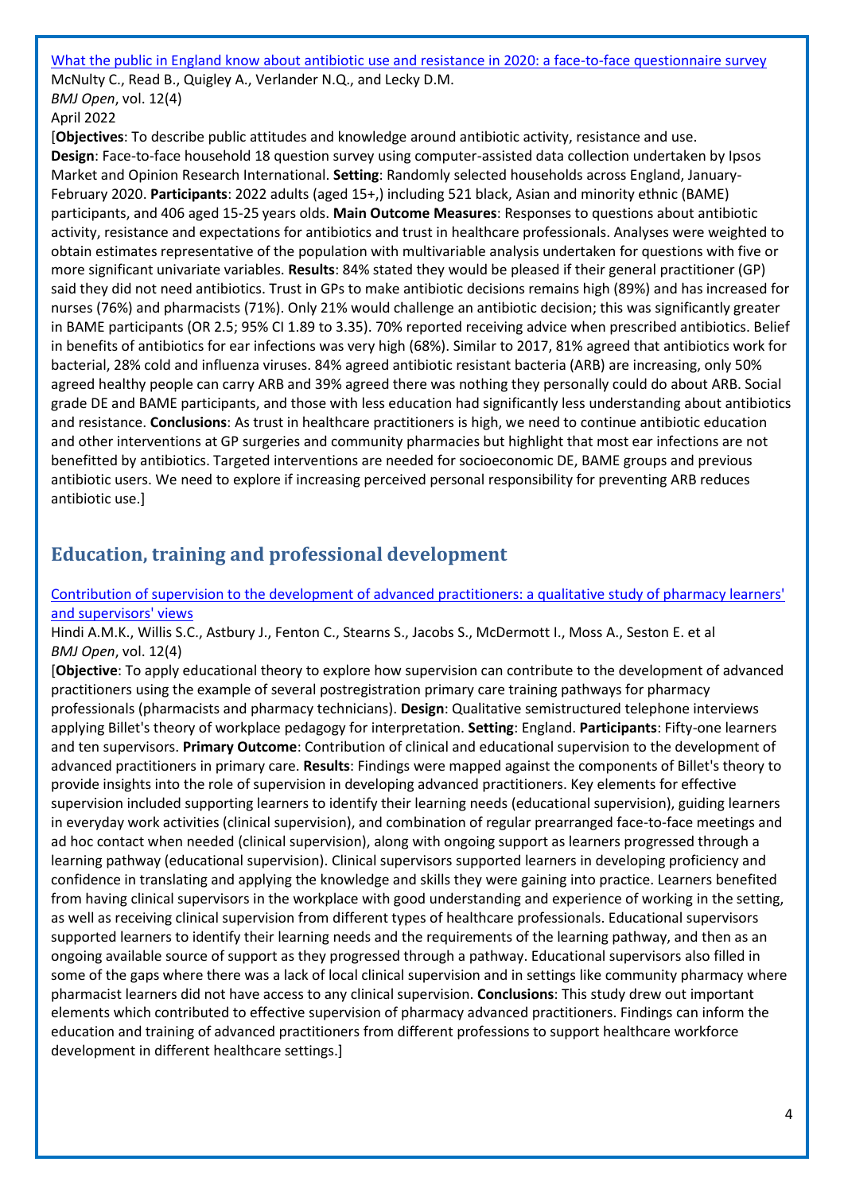[What the public in England know about antibiotic use and resistance in 2020: a face-to-face questionnaire survey]

McNulty C., Read B., Quigley A., Verlander N.Q., and Lecky D.M.
*BMJ Open*, vol. 12(4)
April 2022

[**Objectives**: To describe public attitudes and knowledge around antibiotic activity, resistance and use. **Design**: Face-to-face household 18 question survey using computer-assisted data collection undertaken by Ipsos Market and Opinion Research International. **Setting**: Randomly selected households across England, January-February 2020. **Participants**: 2022 adults (aged 15+,) including 521 black, Asian and minority ethnic (BAME) participants, and 406 aged 15-25 years olds. **Main Outcome Measures**: Responses to questions about antibiotic activity, resistance and expectations for antibiotics and trust in healthcare professionals. Analyses were weighted to obtain estimates representative of the population with multivariable analysis undertaken for questions with five or more significant univariate variables. **Results**: 84% stated they would be pleased if their general practitioner (GP) said they did not need antibiotics. Trust in GPs to make antibiotic decisions remains high (89%) and has increased for nurses (76%) and pharmacists (71%). Only 21% would challenge an antibiotic decision; this was significantly greater in BAME participants (OR 2.5; 95% CI 1.89 to 3.35). 70% reported receiving advice when prescribed antibiotics. Belief in benefits of antibiotics for ear infections was very high (68%). Similar to 2017, 81% agreed that antibiotics work for bacterial, 28% cold and influenza viruses. 84% agreed antibiotic resistant bacteria (ARB) are increasing, only 50% agreed healthy people can carry ARB and 39% agreed there was nothing they personally could do about ARB. Social grade DE and BAME participants, and those with less education had significantly less understanding about antibiotics and resistance. **Conclusions**: As trust in healthcare practitioners is high, we need to continue antibiotic education and other interventions at GP surgeries and community pharmacies but highlight that most ear infections are not benefitted by antibiotics. Targeted interventions are needed for socioeconomic DE, BAME groups and previous antibiotic users. We need to explore if increasing perceived personal responsibility for preventing ARB reduces antibiotic use.]

## Education, training and professional development

[Contribution of supervision to the development of advanced practitioners: a qualitative study of pharmacy learners' and supervisors' views]

Hindi A.M.K., Willis S.C., Astbury J., Fenton C., Stearns S., Jacobs S., McDermott I., Moss A., Seston E. et al
*BMJ Open*, vol. 12(4)

[**Objective**: To apply educational theory to explore how supervision can contribute to the development of advanced practitioners using the example of several postregistration primary care training pathways for pharmacy professionals (pharmacists and pharmacy technicians). **Design**: Qualitative semistructured telephone interviews applying Billet's theory of workplace pedagogy for interpretation. **Setting**: England. **Participants**: Fifty-one learners and ten supervisors. **Primary Outcome**: Contribution of clinical and educational supervision to the development of advanced practitioners in primary care. **Results**: Findings were mapped against the components of Billet's theory to provide insights into the role of supervision in developing advanced practitioners. Key elements for effective supervision included supporting learners to identify their learning needs (educational supervision), guiding learners in everyday work activities (clinical supervision), and combination of regular prearranged face-to-face meetings and ad hoc contact when needed (clinical supervision), along with ongoing support as learners progressed through a learning pathway (educational supervision). Clinical supervisors supported learners in developing proficiency and confidence in translating and applying the knowledge and skills they were gaining into practice. Learners benefited from having clinical supervisors in the workplace with good understanding and experience of working in the setting, as well as receiving clinical supervision from different types of healthcare professionals. Educational supervisors supported learners to identify their learning needs and the requirements of the learning pathway, and then as an ongoing available source of support as they progressed through a pathway. Educational supervisors also filled in some of the gaps where there was a lack of local clinical supervision and in settings like community pharmacy where pharmacist learners did not have access to any clinical supervision. **Conclusions**: This study drew out important elements which contributed to effective supervision of pharmacy advanced practitioners. Findings can inform the education and training of advanced practitioners from different professions to support healthcare workforce development in different healthcare settings.]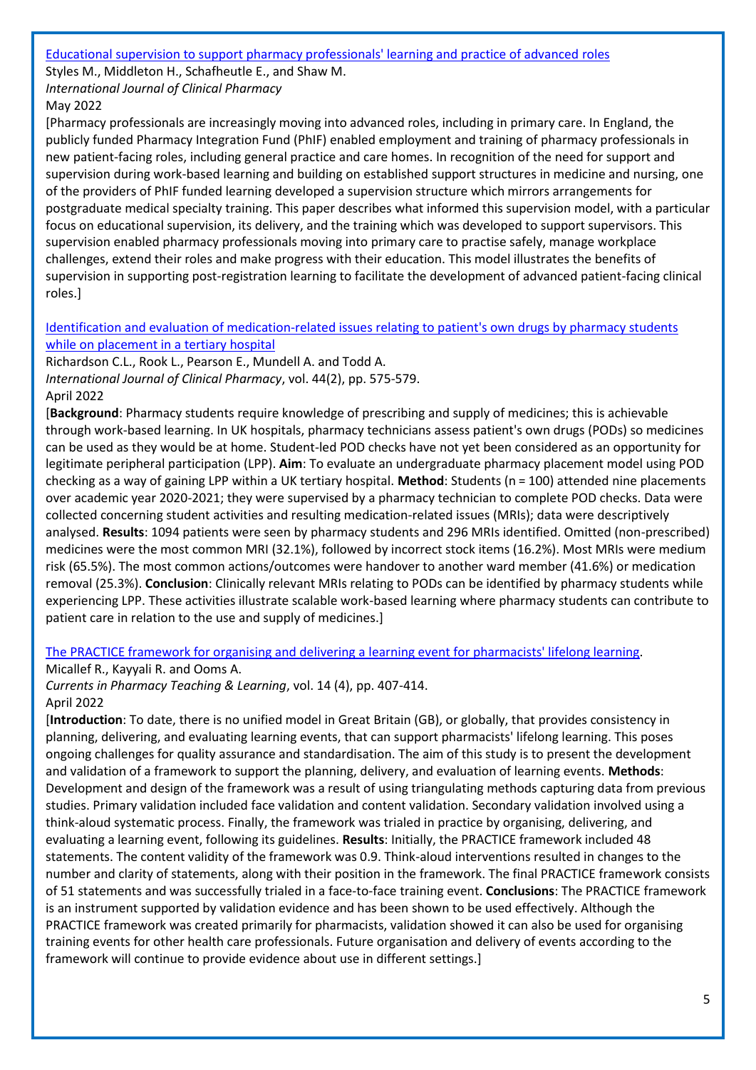[Educational supervision to support pharmacy professionals' learning and practice of advanced roles]

Styles M., Middleton H., Schafheutle E., and Shaw M.
*International Journal of Clinical Pharmacy*
May 2022

[Pharmacy professionals are increasingly moving into advanced roles, including in primary care. In England, the publicly funded Pharmacy Integration Fund (PhIF) enabled employment and training of pharmacy professionals in new patient-facing roles, including general practice and care homes. In recognition of the need for support and supervision during work-based learning and building on established support structures in medicine and nursing, one of the providers of PhIF funded learning developed a supervision structure which mirrors arrangements for postgraduate medical specialty training. This paper describes what informed this supervision model, with a particular focus on educational supervision, its delivery, and the training which was developed to support supervisors. This supervision enabled pharmacy professionals moving into primary care to practise safely, manage workplace challenges, extend their roles and make progress with their education. This model illustrates the benefits of supervision in supporting post-registration learning to facilitate the development of advanced patient-facing clinical roles.]

[Identification and evaluation of medication-related issues relating to patient's own drugs by pharmacy students while on placement in a tertiary hospital]

Richardson C.L., Rook L., Pearson E., Mundell A. and Todd A.
*International Journal of Clinical Pharmacy*, vol. 44(2), pp. 575-579.
April 2022

[**Background**: Pharmacy students require knowledge of prescribing and supply of medicines; this is achievable through work-based learning. In UK hospitals, pharmacy technicians assess patient's own drugs (PODs) so medicines can be used as they would be at home. Student-led POD checks have not yet been considered as an opportunity for legitimate peripheral participation (LPP). **Aim**: To evaluate an undergraduate pharmacy placement model using POD checking as a way of gaining LPP within a UK tertiary hospital. **Method**: Students (n = 100) attended nine placements over academic year 2020-2021; they were supervised by a pharmacy technician to complete POD checks. Data were collected concerning student activities and resulting medication-related issues (MRIs); data were descriptively analysed. **Results**: 1094 patients were seen by pharmacy students and 296 MRIs identified. Omitted (non-prescribed) medicines were the most common MRI (32.1%), followed by incorrect stock items (16.2%). Most MRIs were medium risk (65.5%). The most common actions/outcomes were handover to another ward member (41.6%) or medication removal (25.3%). **Conclusion**: Clinically relevant MRIs relating to PODs can be identified by pharmacy students while experiencing LPP. These activities illustrate scalable work-based learning where pharmacy students can contribute to patient care in relation to the use and supply of medicines.]

[The PRACTICE framework for organising and delivering a learning event for pharmacists' lifelong learning].

Micallef R., Kayyali R. and Ooms A.
*Currents in Pharmacy Teaching & Learning*, vol. 14 (4), pp. 407-414.
April 2022

[**Introduction**: To date, there is no unified model in Great Britain (GB), or globally, that provides consistency in planning, delivering, and evaluating learning events, that can support pharmacists' lifelong learning. This poses ongoing challenges for quality assurance and standardisation. The aim of this study is to present the development and validation of a framework to support the planning, delivery, and evaluation of learning events. **Methods**: Development and design of the framework was a result of using triangulating methods capturing data from previous studies. Primary validation included face validation and content validation. Secondary validation involved using a think-aloud systematic process. Finally, the framework was trialed in practice by organising, delivering, and evaluating a learning event, following its guidelines. **Results**: Initially, the PRACTICE framework included 48 statements. The content validity of the framework was 0.9. Think-aloud interventions resulted in changes to the number and clarity of statements, along with their position in the framework. The final PRACTICE framework consists of 51 statements and was successfully trialed in a face-to-face training event. **Conclusions**: The PRACTICE framework is an instrument supported by validation evidence and has been shown to be used effectively. Although the PRACTICE framework was created primarily for pharmacists, validation showed it can also be used for organising training events for other health care professionals. Future organisation and delivery of events according to the framework will continue to provide evidence about use in different settings.]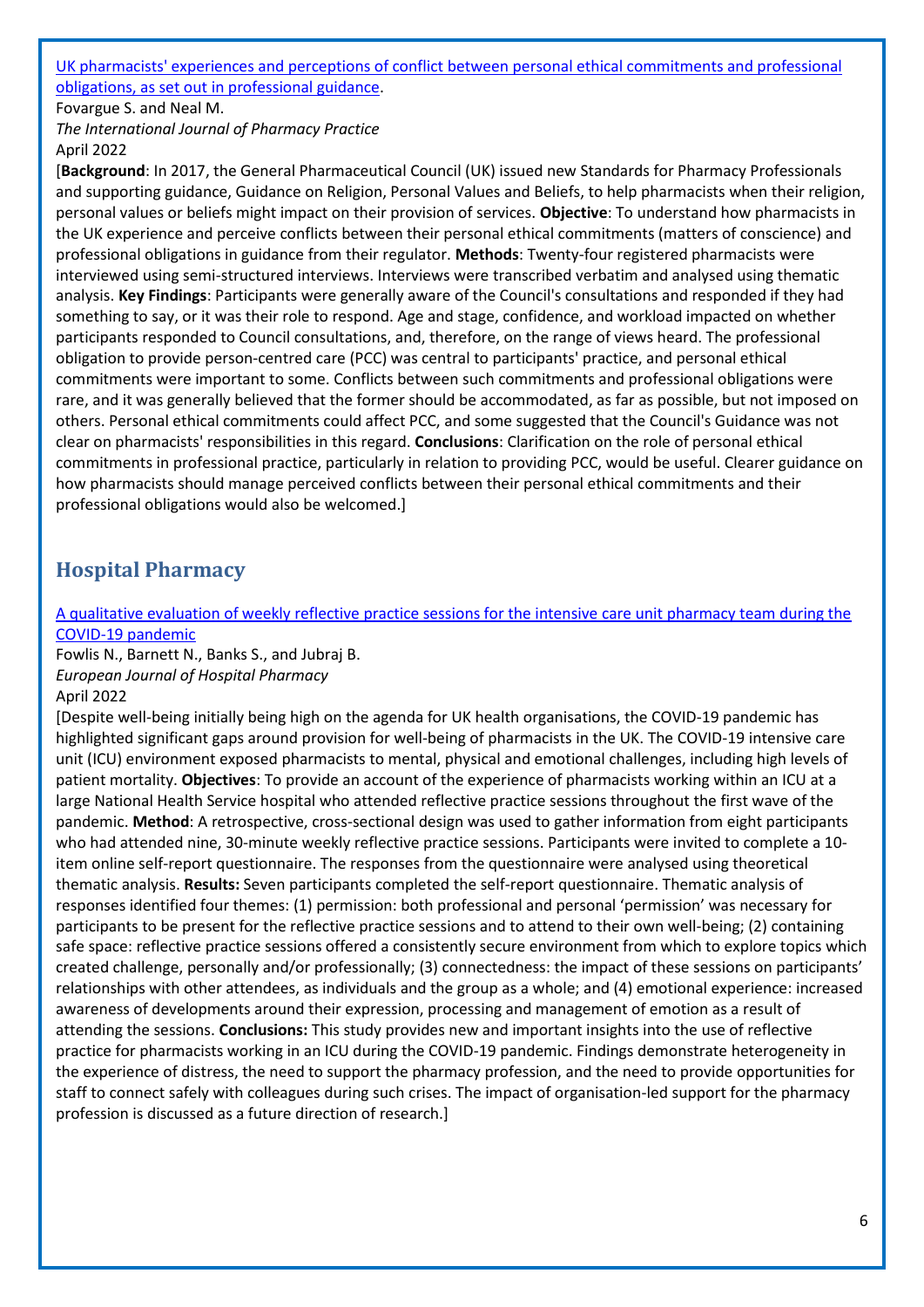[UK pharmacists' experiences and perceptions of conflict between personal ethical commitments and professional obligations, as set out in professional guidance](#).
Fovargue S. and Neal M.
*The International Journal of Pharmacy Practice*
April 2022
[**Background**: In 2017, the General Pharmaceutical Council (UK) issued new Standards for Pharmacy Professionals and supporting guidance, Guidance on Religion, Personal Values and Beliefs, to help pharmacists when their religion, personal values or beliefs might impact on their provision of services. **Objective**: To understand how pharmacists in the UK experience and perceive conflicts between their personal ethical commitments (matters of conscience) and professional obligations in guidance from their regulator. **Methods**: Twenty-four registered pharmacists were interviewed using semi-structured interviews. Interviews were transcribed verbatim and analysed using thematic analysis. **Key Findings**: Participants were generally aware of the Council's consultations and responded if they had something to say, or it was their role to respond. Age and stage, confidence, and workload impacted on whether participants responded to Council consultations, and, therefore, on the range of views heard. The professional obligation to provide person-centred care (PCC) was central to participants' practice, and personal ethical commitments were important to some. Conflicts between such commitments and professional obligations were rare, and it was generally believed that the former should be accommodated, as far as possible, but not imposed on others. Personal ethical commitments could affect PCC, and some suggested that the Council's Guidance was not clear on pharmacists' responsibilities in this regard. **Conclusions**: Clarification on the role of personal ethical commitments in professional practice, particularly in relation to providing PCC, would be useful. Clearer guidance on how pharmacists should manage perceived conflicts between their personal ethical commitments and their professional obligations would also be welcomed.]

## Hospital Pharmacy

[A qualitative evaluation of weekly reflective practice sessions for the intensive care unit pharmacy team during the COVID-19 pandemic](#)
Fowlis N., Barnett N., Banks S., and Jubraj B.
*European Journal of Hospital Pharmacy*
April 2022
[Despite well-being initially being high on the agenda for UK health organisations, the COVID-19 pandemic has highlighted significant gaps around provision for well-being of pharmacists in the UK. The COVID-19 intensive care unit (ICU) environment exposed pharmacists to mental, physical and emotional challenges, including high levels of patient mortality. **Objectives**: To provide an account of the experience of pharmacists working within an ICU at a large National Health Service hospital who attended reflective practice sessions throughout the first wave of the pandemic. **Method**: A retrospective, cross-sectional design was used to gather information from eight participants who had attended nine, 30-minute weekly reflective practice sessions. Participants were invited to complete a 10-item online self-report questionnaire. The responses from the questionnaire were analysed using theoretical thematic analysis. **Results:** Seven participants completed the self-report questionnaire. Thematic analysis of responses identified four themes: (1) permission: both professional and personal 'permission' was necessary for participants to be present for the reflective practice sessions and to attend to their own well-being; (2) containing safe space: reflective practice sessions offered a consistently secure environment from which to explore topics which created challenge, personally and/or professionally; (3) connectedness: the impact of these sessions on participants' relationships with other attendees, as individuals and the group as a whole; and (4) emotional experience: increased awareness of developments around their expression, processing and management of emotion as a result of attending the sessions. **Conclusions:** This study provides new and important insights into the use of reflective practice for pharmacists working in an ICU during the COVID-19 pandemic. Findings demonstrate heterogeneity in the experience of distress, the need to support the pharmacy profession, and the need to provide opportunities for staff to connect safely with colleagues during such crises. The impact of organisation-led support for the pharmacy profession is discussed as a future direction of research.]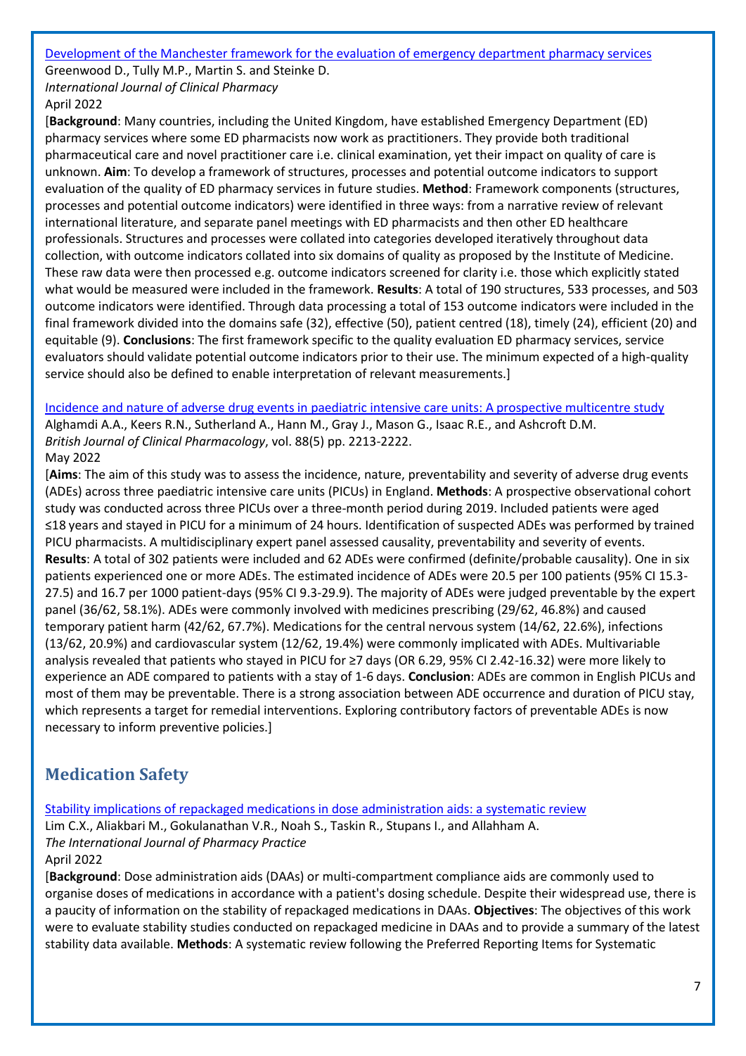[Development of the Manchester framework for the evaluation of emergency department pharmacy services](#)
Greenwood D., Tully M.P., Martin S. and Steinke D.
*International Journal of Clinical Pharmacy*
April 2022

[**Background**: Many countries, including the United Kingdom, have established Emergency Department (ED) pharmacy services where some ED pharmacists now work as practitioners. They provide both traditional pharmaceutical care and novel practitioner care i.e. clinical examination, yet their impact on quality of care is unknown. **Aim**: To develop a framework of structures, processes and potential outcome indicators to support evaluation of the quality of ED pharmacy services in future studies. **Method**: Framework components (structures, processes and potential outcome indicators) were identified in three ways: from a narrative review of relevant international literature, and separate panel meetings with ED pharmacists and then other ED healthcare professionals. Structures and processes were collated into categories developed iteratively throughout data collection, with outcome indicators collated into six domains of quality as proposed by the Institute of Medicine. These raw data were then processed e.g. outcome indicators screened for clarity i.e. those which explicitly stated what would be measured were included in the framework. **Results**: A total of 190 structures, 533 processes, and 503 outcome indicators were identified. Through data processing a total of 153 outcome indicators were included in the final framework divided into the domains safe (32), effective (50), patient centred (18), timely (24), efficient (20) and equitable (9). **Conclusions**: The first framework specific to the quality evaluation ED pharmacy services, service evaluators should validate potential outcome indicators prior to their use. The minimum expected of a high-quality service should also be defined to enable interpretation of relevant measurements.]

[Incidence and nature of adverse drug events in paediatric intensive care units: A prospective multicentre study](#)
Alghamdi A.A., Keers R.N., Sutherland A., Hann M., Gray J., Mason G., Isaac R.E., and Ashcroft D.M.
*British Journal of Clinical Pharmacology*, vol. 88(5) pp. 2213-2222.
May 2022

[**Aims**: The aim of this study was to assess the incidence, nature, preventability and severity of adverse drug events (ADEs) across three paediatric intensive care units (PICUs) in England. **Methods**: A prospective observational cohort study was conducted across three PICUs over a three-month period during 2019. Included patients were aged ≤18 years and stayed in PICU for a minimum of 24 hours. Identification of suspected ADEs was performed by trained PICU pharmacists. A multidisciplinary expert panel assessed causality, preventability and severity of events. **Results**: A total of 302 patients were included and 62 ADEs were confirmed (definite/probable causality). One in six patients experienced one or more ADEs. The estimated incidence of ADEs were 20.5 per 100 patients (95% CI 15.3-27.5) and 16.7 per 1000 patient-days (95% CI 9.3-29.9). The majority of ADEs were judged preventable by the expert panel (36/62, 58.1%). ADEs were commonly involved with medicines prescribing (29/62, 46.8%) and caused temporary patient harm (42/62, 67.7%). Medications for the central nervous system (14/62, 22.6%), infections (13/62, 20.9%) and cardiovascular system (12/62, 19.4%) were commonly implicated with ADEs. Multivariable analysis revealed that patients who stayed in PICU for ≥7 days (OR 6.29, 95% CI 2.42-16.32) were more likely to experience an ADE compared to patients with a stay of 1-6 days. **Conclusion**: ADEs are common in English PICUs and most of them may be preventable. There is a strong association between ADE occurrence and duration of PICU stay, which represents a target for remedial interventions. Exploring contributory factors of preventable ADEs is now necessary to inform preventive policies.]

## Medication Safety

[Stability implications of repackaged medications in dose administration aids: a systematic review](#)
Lim C.X., Aliakbari M., Gokulanathan V.R., Noah S., Taskin R., Stupans I., and Allahham A.
*The International Journal of Pharmacy Practice*
April 2022

[**Background**: Dose administration aids (DAAs) or multi-compartment compliance aids are commonly used to organise doses of medications in accordance with a patient's dosing schedule. Despite their widespread use, there is a paucity of information on the stability of repackaged medications in DAAs. **Objectives**: The objectives of this work were to evaluate stability studies conducted on repackaged medicine in DAAs and to provide a summary of the latest stability data available. **Methods**: A systematic review following the Preferred Reporting Items for Systematic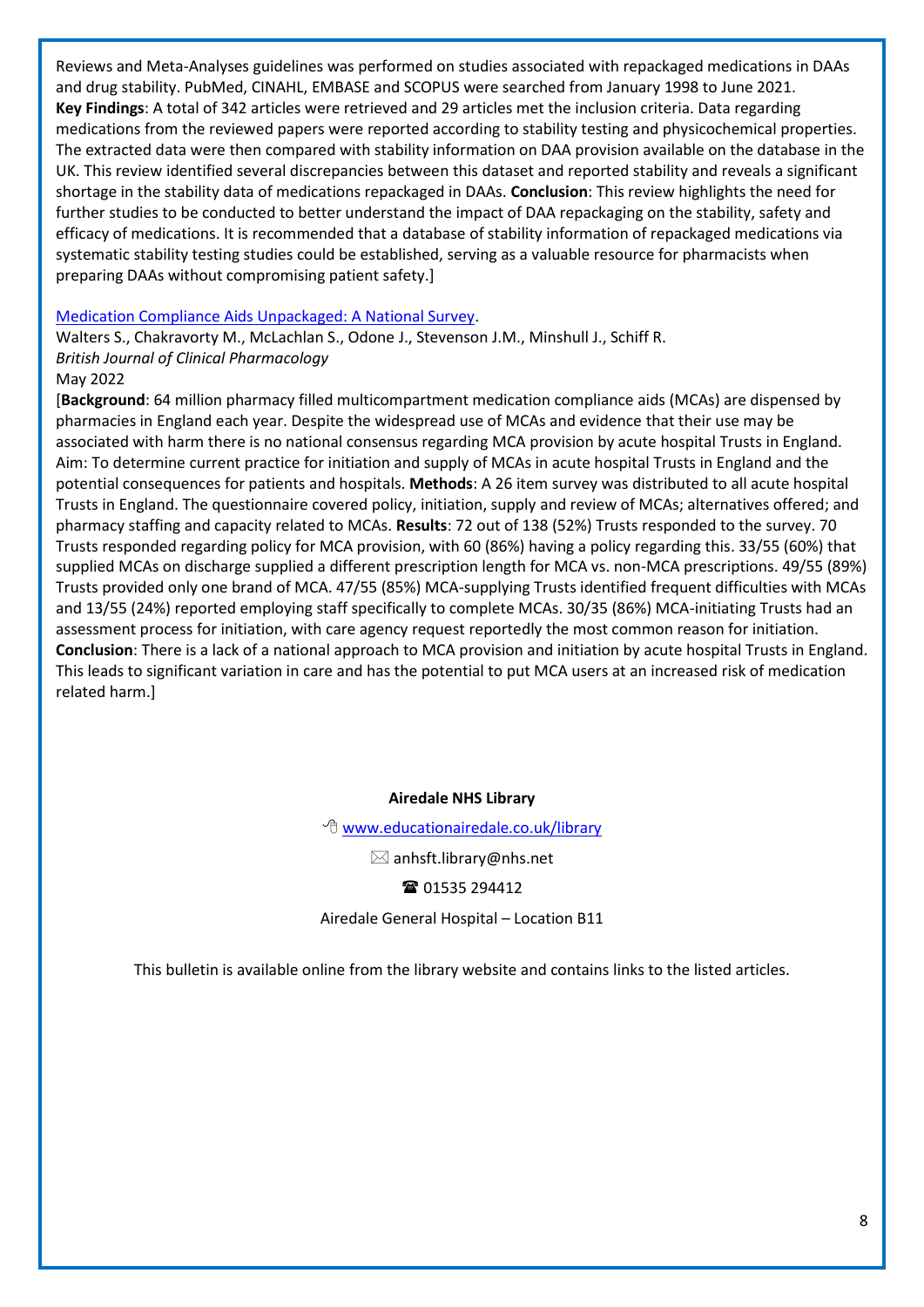Reviews and Meta-Analyses guidelines was performed on studies associated with repackaged medications in DAAs and drug stability. PubMed, CINAHL, EMBASE and SCOPUS were searched from January 1998 to June 2021. **Key Findings**: A total of 342 articles were retrieved and 29 articles met the inclusion criteria. Data regarding medications from the reviewed papers were reported according to stability testing and physicochemical properties. The extracted data were then compared with stability information on DAA provision available on the database in the UK. This review identified several discrepancies between this dataset and reported stability and reveals a significant shortage in the stability data of medications repackaged in DAAs. **Conclusion**: This review highlights the need for further studies to be conducted to better understand the impact of DAA repackaging on the stability, safety and efficacy of medications. It is recommended that a database of stability information of repackaged medications via systematic stability testing studies could be established, serving as a valuable resource for pharmacists when preparing DAAs without compromising patient safety.]

Medication Compliance Aids Unpackaged: A National Survey.
Walters S., Chakravorty M., McLachlan S., Odone J., Stevenson J.M., Minshull J., Schiff R.
*British Journal of Clinical Pharmacology*
May 2022
[**Background**: 64 million pharmacy filled multicompartment medication compliance aids (MCAs) are dispensed by pharmacies in England each year. Despite the widespread use of MCAs and evidence that their use may be associated with harm there is no national consensus regarding MCA provision by acute hospital Trusts in England. Aim: To determine current practice for initiation and supply of MCAs in acute hospital Trusts in England and the potential consequences for patients and hospitals. **Methods**: A 26 item survey was distributed to all acute hospital Trusts in England. The questionnaire covered policy, initiation, supply and review of MCAs; alternatives offered; and pharmacy staffing and capacity related to MCAs. **Results**: 72 out of 138 (52%) Trusts responded to the survey. 70 Trusts responded regarding policy for MCA provision, with 60 (86%) having a policy regarding this. 33/55 (60%) that supplied MCAs on discharge supplied a different prescription length for MCA vs. non-MCA prescriptions. 49/55 (89%) Trusts provided only one brand of MCA. 47/55 (85%) MCA-supplying Trusts identified frequent difficulties with MCAs and 13/55 (24%) reported employing staff specifically to complete MCAs. 30/35 (86%) MCA-initiating Trusts had an assessment process for initiation, with care agency request reportedly the most common reason for initiation. **Conclusion**: There is a lack of a national approach to MCA provision and initiation by acute hospital Trusts in England. This leads to significant variation in care and has the potential to put MCA users at an increased risk of medication related harm.]

**Airedale NHS Library**

www.educationairedale.co.uk/library

anhsft.library@nhs.net

01535 294412

Airedale General Hospital – Location B11

This bulletin is available online from the library website and contains links to the listed articles.